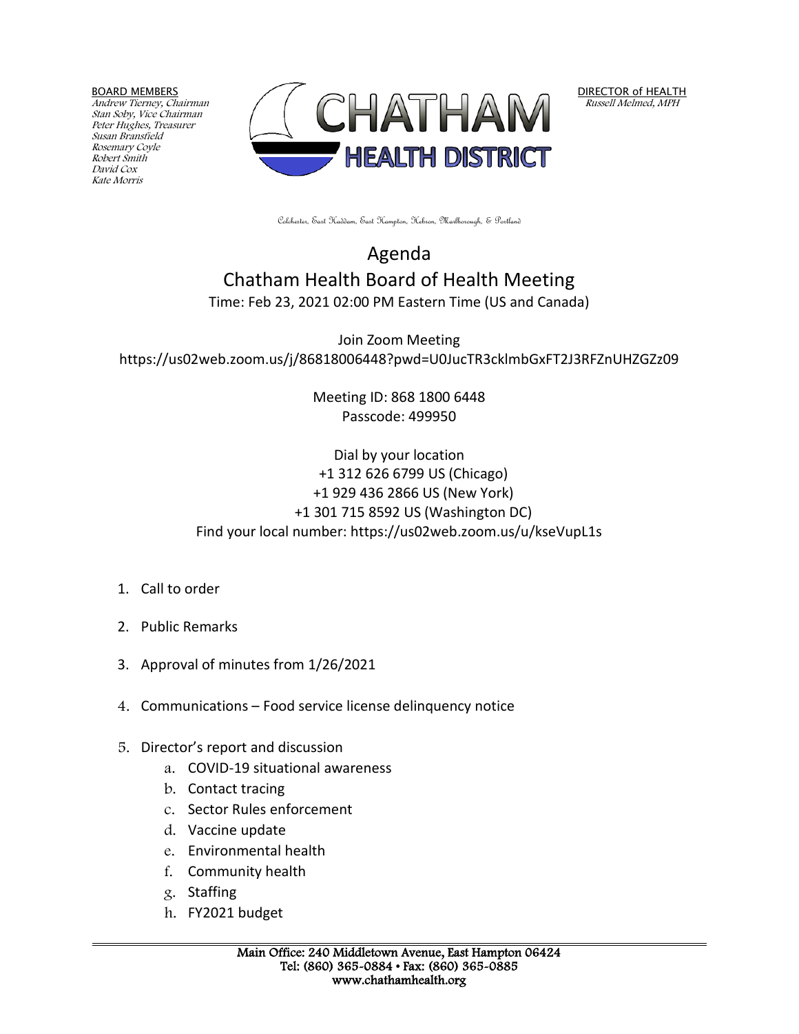BOARD MEMBERS
*Andrew Tierney, Chairman*
*Stan Soby, Vice Chairman*
*Peter Hughes, Treasurer*
*Susan Bransfield*
*Rosemary Coyle*
*Robert Smith*
*David Cox*
*Kate Morris*

CHATHAM
HEALTH DISTRICT

DIRECTOR of HEALTH
*Russell Melmed, MPH*

Colchester, East Haddam, East Hampton, Hebron, Marlborough, & Portland

# Agenda

## Chatham Health Board of Health Meeting

Time: Feb 23, 2021 02:00 PM Eastern Time (US and Canada)

Join Zoom Meeting
https://us02web.zoom.us/j/86818006448?pwd=U0JucTR3cklmbGxFT2J3RFZnUHZGZz09

Meeting ID: 868 1800 6448
Passcode: 499950

Dial by your location
+1 312 626 6799 US (Chicago)
+1 929 436 2866 US (New York)
+1 301 715 8592 US (Washington DC)
Find your local number: https://us02web.zoom.us/u/kseVupL1s

1. Call to order
2. Public Remarks
3. Approval of minutes from 1/26/2021
4. Communications – Food service license delinquency notice
5. Director's report and discussion
   a. COVID-19 situational awareness
   b. Contact tracing
   c. Sector Rules enforcement
   d. Vaccine update
   e. Environmental health
   f. Community health
   g. Staffing
   h. FY2021 budget

Main Office: 240 Middletown Avenue, East Hampton 06424
Tel: (860) 365-0884 • Fax: (860) 365-0885
www.chathamhealth.org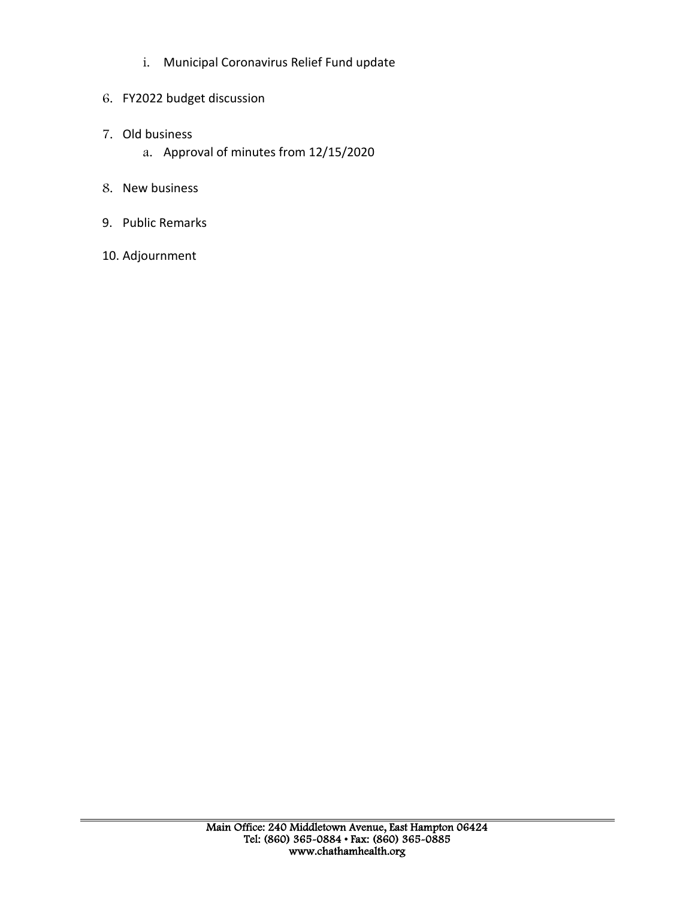i. Municipal Coronavirus Relief Fund update

6. FY2022 budget discussion

7. Old business
    a. Approval of minutes from 12/15/2020

8. New business

9. Public Remarks

10. Adjournment